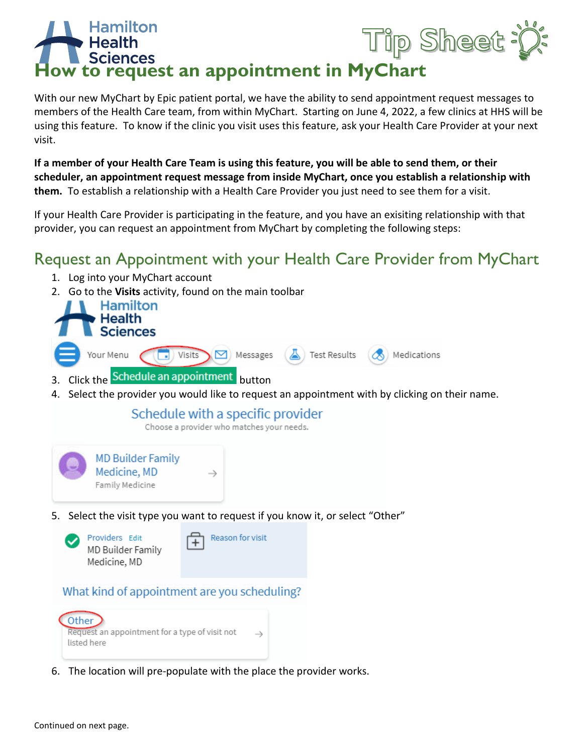# How to request an appointment in MyChart

With our new MyChart by Epic patient portal, we have the ability to send appointment request messages to members of the Health Care team, from within MyChart. Starting on June 4, 2022, a few clinics at HHS will be using this feature. To know if the clinic you visit uses this feature, ask your Health Care Provider at your next visit.

**If a member of your Health Care Team is using this feature, you will be able to send them, or their scheduler, an appointment request message from inside MyChart, once you establish a relationship with them.** To establish a relationship with a Health Care Provider you just need to see them for a visit.

If your Health Care Provider is participating in the feature, and you have an exisiting relationship with that provider, you can request an appointment from MyChart by completing the following steps:

## Request an Appointment with your Health Care Provider from MyChart

1. Log into your MyChart account
2. Go to the **Visits** activity, found on the main toolbar

   Hamilton Health Sciences

   Your Menu | Visits | Messages | Test Results | Medications

3. Click the **Schedule an appointment** button
4. Select the provider you would like to request an appointment with by clicking on their name.

   Schedule with a specific provider
   Choose a provider who matches your needs.

   MD Builder Family Medicine, MD
   Family Medicine

5. Select the visit type you want to request if you know it, or select "Other"

   Providers Edit
   MD Builder Family Medicine, MD

   Reason for visit

   What kind of appointment are you scheduling?

   Other
   Request an appointment for a type of visit not listed here

6. The location will pre-populate with the place the provider works.

Continued on next page.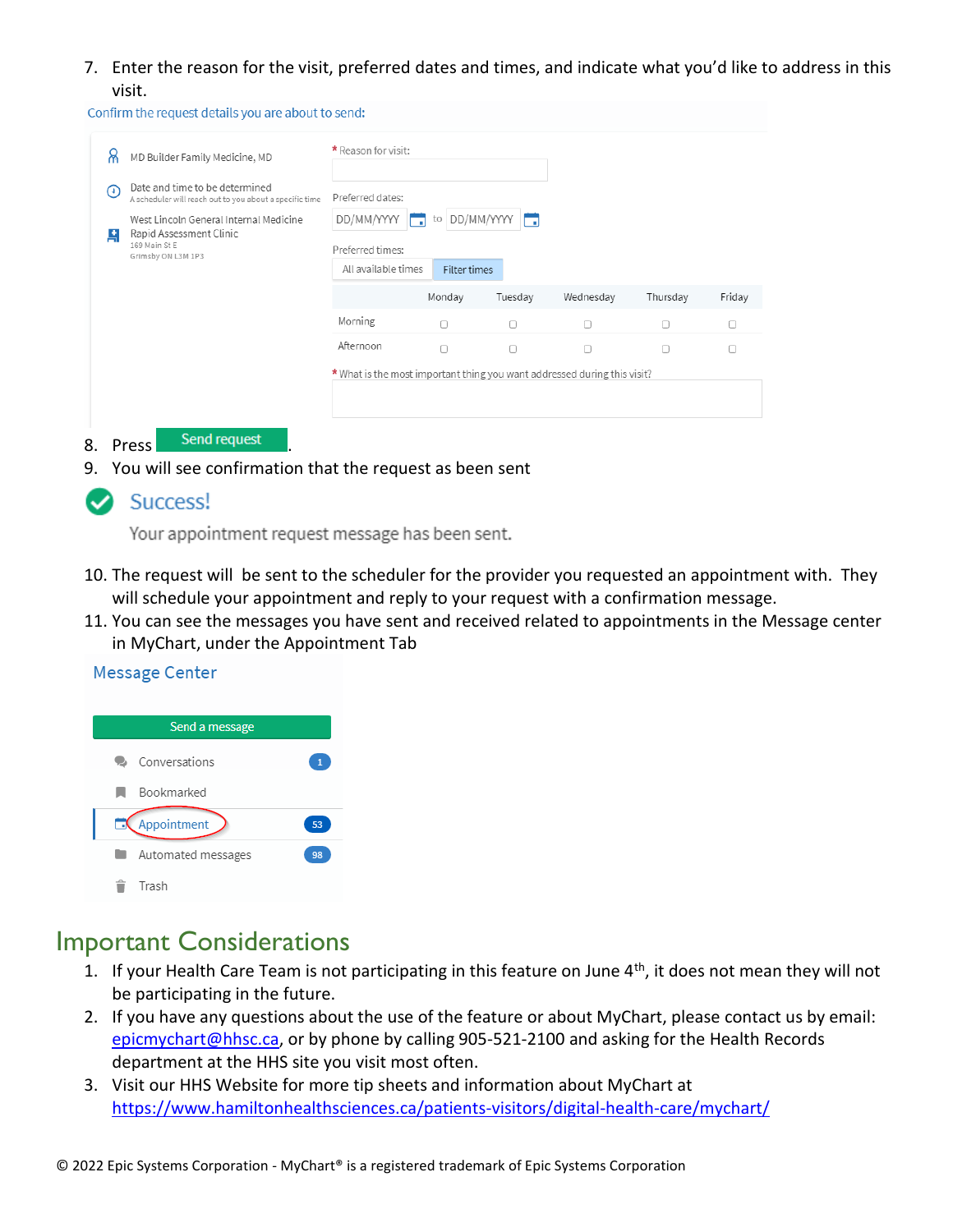7. Enter the reason for the visit, preferred dates and times, and indicate what you'd like to address in this visit.

Confirm the request details you are about to send:

MD Builder Family Medicine, MD

Date and time to be determined
A scheduler will reach out to you about a specific time

West Lincoln General Internal Medicine Rapid Assessment Clinic
169 Main St E
Grimsby ON L3M 1P3

* Reason for visit:

Preferred dates:
DD/MM/YYYY to DD/MM/YYYY

Preferred times:
All available times | Filter times

| | Monday | Tuesday | Wednesday | Thursday | Friday |
|---|---|---|---|---|---|
| Morning | ☐ | ☐ | ☐ | ☐ | ☐ |
| Afternoon | ☐ | ☐ | ☐ | ☐ | ☐ |

* What is the most important thing you want addressed during this visit?

8. Press Send request.
9. You will see confirmation that the request as been sent

Success!
Your appointment request message has been sent.

10. The request will be sent to the scheduler for the provider you requested an appointment with. They will schedule your appointment and reply to your request with a confirmation message.
11. You can see the messages you have sent and received related to appointments in the Message center in MyChart, under the Appointment Tab

Message Center

Send a message
- Conversations 1
- Bookmarked
- Appointment 53
- Automated messages 98
- Trash

## Important Considerations

1. If your Health Care Team is not participating in this feature on June 4th, it does not mean they will not be participating in the future.
2. If you have any questions about the use of the feature or about MyChart, please contact us by email: epicmychart@hhsc.ca, or by phone by calling 905-521-2100 and asking for the Health Records department at the HHS site you visit most often.
3. Visit our HHS Website for more tip sheets and information about MyChart at https://www.hamiltonhealthsciences.ca/patients-visitors/digital-health-care/mychart/

© 2022 Epic Systems Corporation - MyChart® is a registered trademark of Epic Systems Corporation